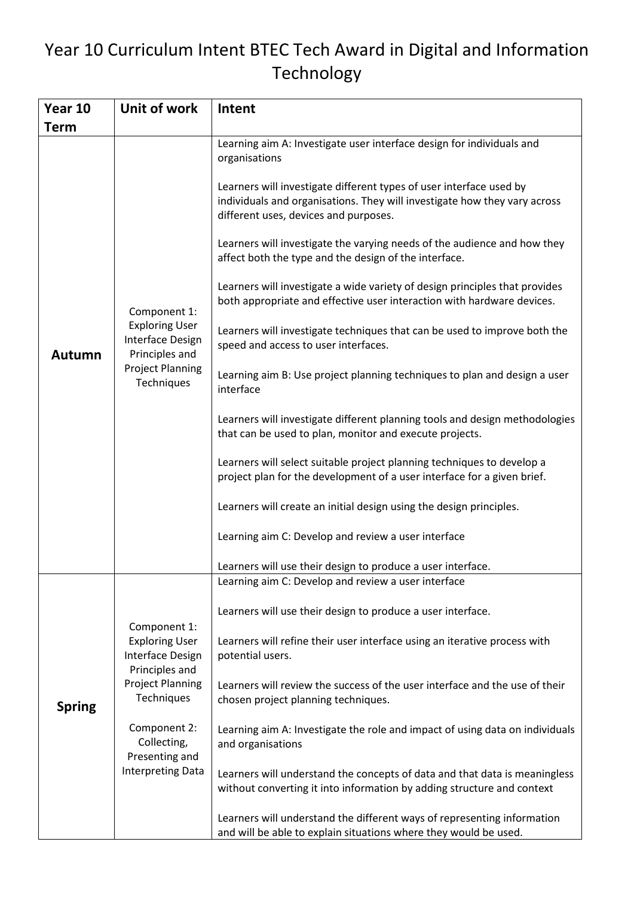# Year 10 Curriculum Intent BTEC Tech Award in Digital and Information Technology

| Year 10 Term | Unit of work | Intent |
| --- | --- | --- |
| **Autumn** | Component 1: Exploring User Interface Design Principles and Project Planning Techniques | Learning aim A: Investigate user interface design for individuals and organisations<br><br>Learners will investigate different types of user interface used by individuals and organisations. They will investigate how they vary across different uses, devices and purposes.<br><br>Learners will investigate the varying needs of the audience and how they affect both the type and the design of the interface.<br><br>Learners will investigate a wide variety of design principles that provides both appropriate and effective user interaction with hardware devices.<br><br>Learners will investigate techniques that can be used to improve both the speed and access to user interfaces.<br><br>Learning aim B: Use project planning techniques to plan and design a user interface<br><br>Learners will investigate different planning tools and design methodologies that can be used to plan, monitor and execute projects.<br><br>Learners will select suitable project planning techniques to develop a project plan for the development of a user interface for a given brief.<br><br>Learners will create an initial design using the design principles.<br><br>Learning aim C: Develop and review a user interface<br><br>Learners will use their design to produce a user interface. |
| **Spring** | Component 1: Exploring User Interface Design Principles and Project Planning Techniques<br><br>Component 2: Collecting, Presenting and Interpreting Data | Learning aim C: Develop and review a user interface<br><br>Learners will use their design to produce a user interface.<br><br>Learners will refine their user interface using an iterative process with potential users.<br><br>Learners will review the success of the user interface and the use of their chosen project planning techniques.<br><br>Learning aim A: Investigate the role and impact of using data on individuals and organisations<br><br>Learners will understand the concepts of data and that data is meaningless without converting it into information by adding structure and context<br><br>Learners will understand the different ways of representing information and will be able to explain situations where they would be used. |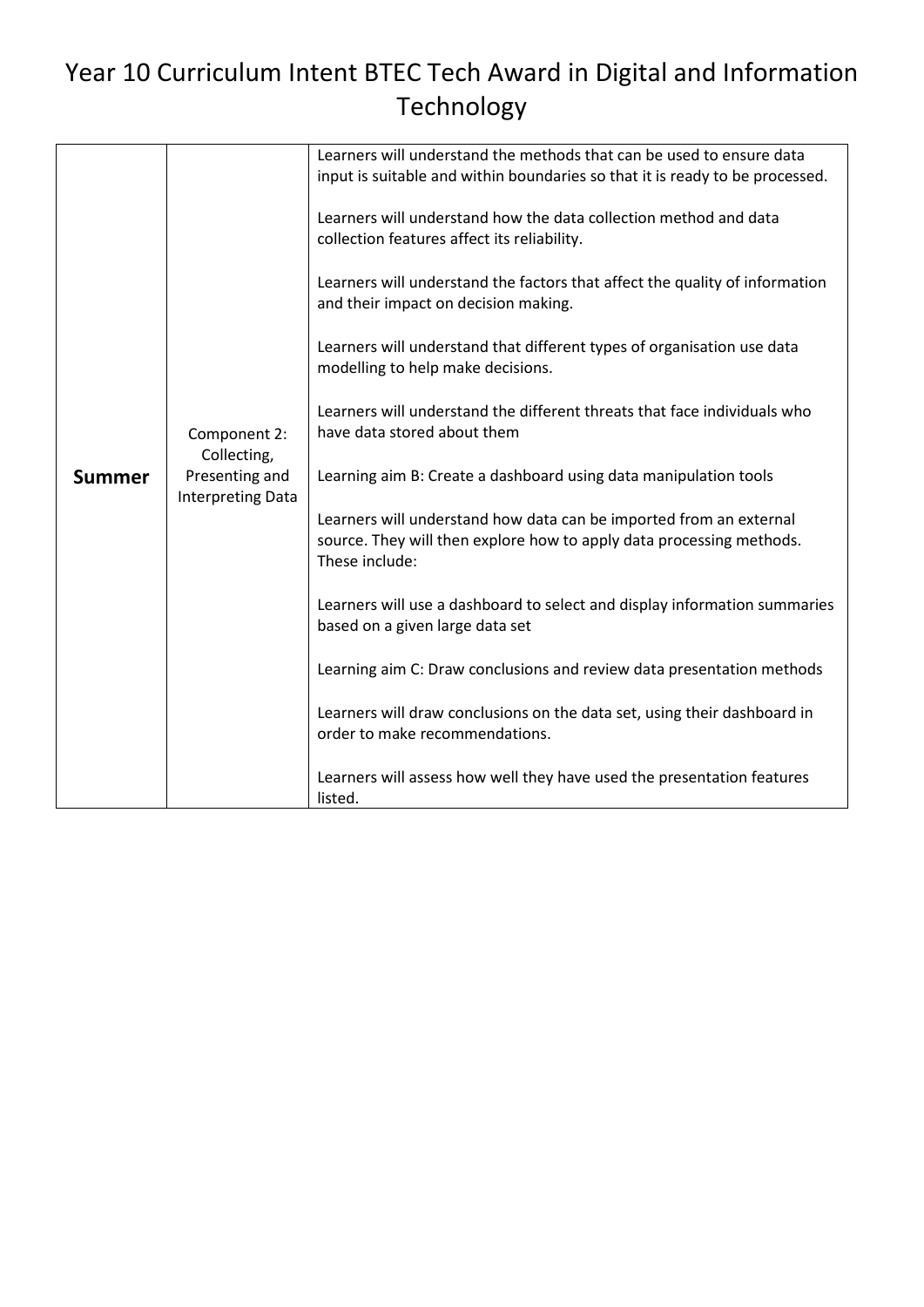# Year 10 Curriculum Intent BTEC Tech Award in Digital and Information Technology

| | | |
|---|---|---|
| **Summer** | Component 2: Collecting, Presenting and Interpreting Data | Learners will understand the methods that can be used to ensure data input is suitable and within boundaries so that it is ready to be processed.<br><br>Learners will understand how the data collection method and data collection features affect its reliability.<br><br>Learners will understand the factors that affect the quality of information and their impact on decision making.<br><br>Learners will understand that different types of organisation use data modelling to help make decisions.<br><br>Learners will understand the different threats that face individuals who have data stored about them<br><br>Learning aim B: Create a dashboard using data manipulation tools<br><br>Learners will understand how data can be imported from an external source. They will then explore how to apply data processing methods. These include:<br><br>Learners will use a dashboard to select and display information summaries based on a given large data set<br><br>Learning aim C: Draw conclusions and review data presentation methods<br><br>Learners will draw conclusions on the data set, using their dashboard in order to make recommendations.<br><br>Learners will assess how well they have used the presentation features listed. |